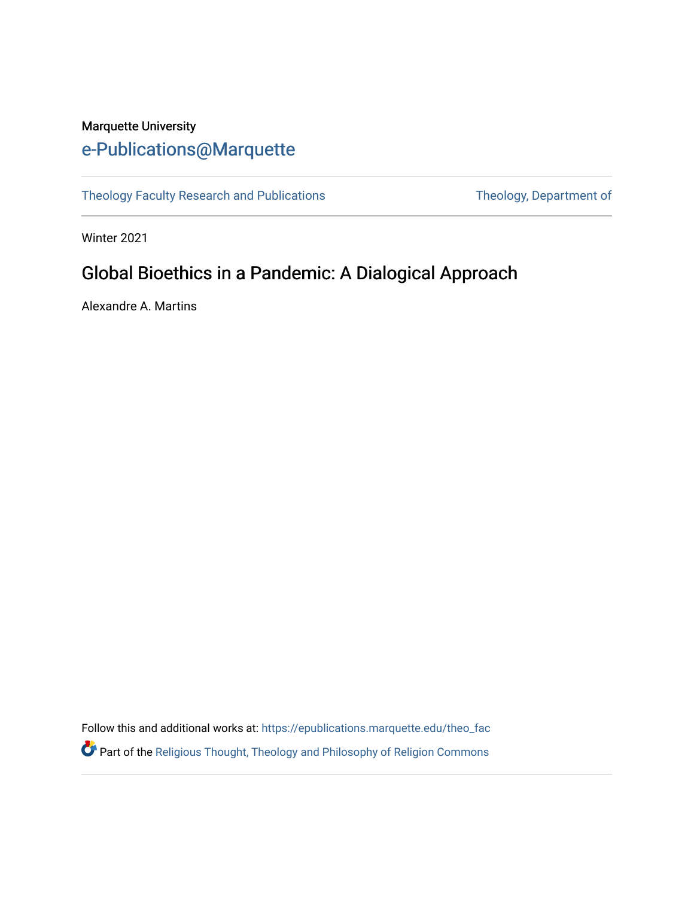Marquette University

e-Publications@Marquette

Theology Faculty Research and Publications | Theology, Department of

Winter 2021

# Global Bioethics in a Pandemic: A Dialogical Approach

Alexandre A. Martins

Follow this and additional works at: https://epublications.marquette.edu/theo_fac

Part of the Religious Thought, Theology and Philosophy of Religion Commons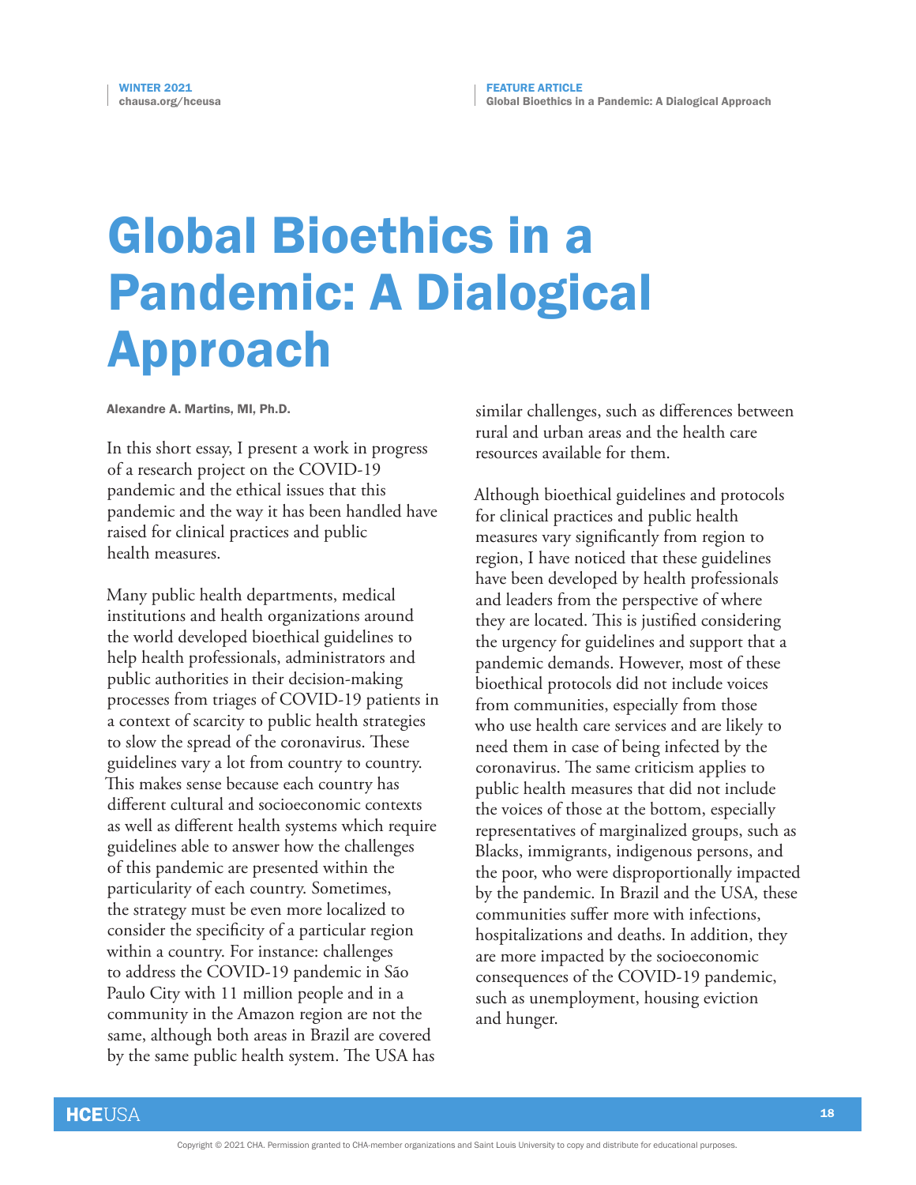# Global Bioethics in a Pandemic: A Dialogical Approach

**Alexandre A. Martins, MI, Ph.D.**

In this short essay, I present a work in progress of a research project on the COVID-19 pandemic and the ethical issues that this pandemic and the way it has been handled have raised for clinical practices and public health measures.

Many public health departments, medical institutions and health organizations around the world developed bioethical guidelines to help health professionals, administrators and public authorities in their decision-making processes from triages of COVID-19 patients in a context of scarcity to public health strategies to slow the spread of the coronavirus. These guidelines vary a lot from country to country. This makes sense because each country has different cultural and socioeconomic contexts as well as different health systems which require guidelines able to answer how the challenges of this pandemic are presented within the particularity of each country. Sometimes, the strategy must be even more localized to consider the specificity of a particular region within a country. For instance: challenges to address the COVID-19 pandemic in São Paulo City with 11 million people and in a community in the Amazon region are not the same, although both areas in Brazil are covered by the same public health system. The USA has similar challenges, such as differences between rural and urban areas and the health care resources available for them.

Although bioethical guidelines and protocols for clinical practices and public health measures vary significantly from region to region, I have noticed that these guidelines have been developed by health professionals and leaders from the perspective of where they are located. This is justified considering the urgency for guidelines and support that a pandemic demands. However, most of these bioethical protocols did not include voices from communities, especially from those who use health care services and are likely to need them in case of being infected by the coronavirus. The same criticism applies to public health measures that did not include the voices of those at the bottom, especially representatives of marginalized groups, such as Blacks, immigrants, indigenous persons, and the poor, who were disproportionally impacted by the pandemic. In Brazil and the USA, these communities suffer more with infections, hospitalizations and deaths. In addition, they are more impacted by the socioeconomic consequences of the COVID-19 pandemic, such as unemployment, housing eviction and hunger.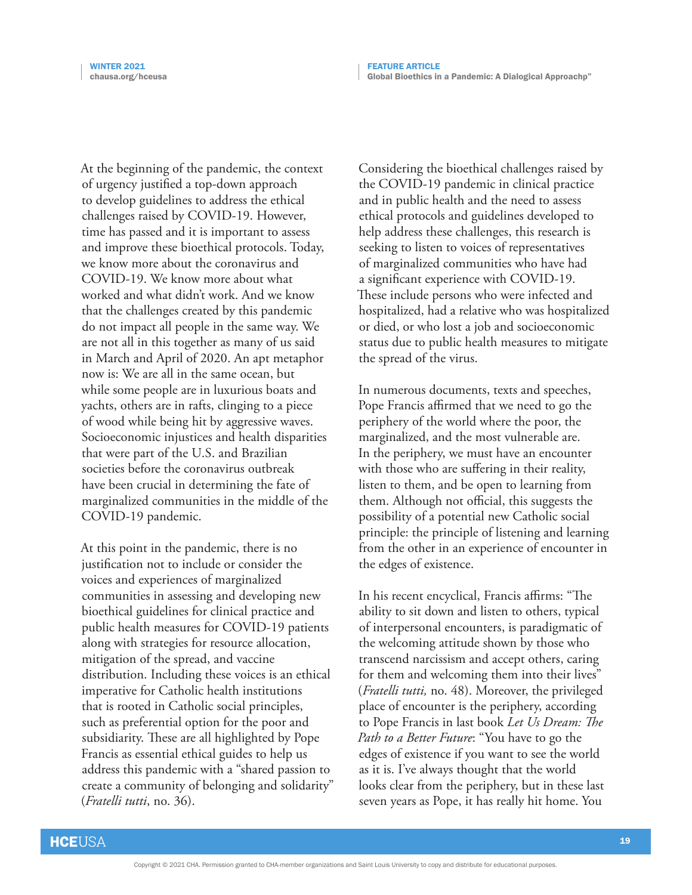At the beginning of the pandemic, the context of urgency justified a top-down approach to develop guidelines to address the ethical challenges raised by COVID-19. However, time has passed and it is important to assess and improve these bioethical protocols. Today, we know more about the coronavirus and COVID-19. We know more about what worked and what didn't work. And we know that the challenges created by this pandemic do not impact all people in the same way. We are not all in this together as many of us said in March and April of 2020. An apt metaphor now is: We are all in the same ocean, but while some people are in luxurious boats and yachts, others are in rafts, clinging to a piece of wood while being hit by aggressive waves. Socioeconomic injustices and health disparities that were part of the U.S. and Brazilian societies before the coronavirus outbreak have been crucial in determining the fate of marginalized communities in the middle of the COVID-19 pandemic.

At this point in the pandemic, there is no justification not to include or consider the voices and experiences of marginalized communities in assessing and developing new bioethical guidelines for clinical practice and public health measures for COVID-19 patients along with strategies for resource allocation, mitigation of the spread, and vaccine distribution. Including these voices is an ethical imperative for Catholic health institutions that is rooted in Catholic social principles, such as preferential option for the poor and subsidiarity. These are all highlighted by Pope Francis as essential ethical guides to help us address this pandemic with a "shared passion to create a community of belonging and solidarity" (*Fratelli tutti*, no. 36).

Considering the bioethical challenges raised by the COVID-19 pandemic in clinical practice and in public health and the need to assess ethical protocols and guidelines developed to help address these challenges, this research is seeking to listen to voices of representatives of marginalized communities who have had a significant experience with COVID-19. These include persons who were infected and hospitalized, had a relative who was hospitalized or died, or who lost a job and socioeconomic status due to public health measures to mitigate the spread of the virus.

In numerous documents, texts and speeches, Pope Francis affirmed that we need to go the periphery of the world where the poor, the marginalized, and the most vulnerable are. In the periphery, we must have an encounter with those who are suffering in their reality, listen to them, and be open to learning from them. Although not official, this suggests the possibility of a potential new Catholic social principle: the principle of listening and learning from the other in an experience of encounter in the edges of existence.

In his recent encyclical, Francis affirms: "The ability to sit down and listen to others, typical of interpersonal encounters, is paradigmatic of the welcoming attitude shown by those who transcend narcissism and accept others, caring for them and welcoming them into their lives" (*Fratelli tutti,* no. 48). Moreover, the privileged place of encounter is the periphery, according to Pope Francis in last book *Let Us Dream: The Path to a Better Future*: "You have to go the edges of existence if you want to see the world as it is. I've always thought that the world looks clear from the periphery, but in these last seven years as Pope, it has really hit home. You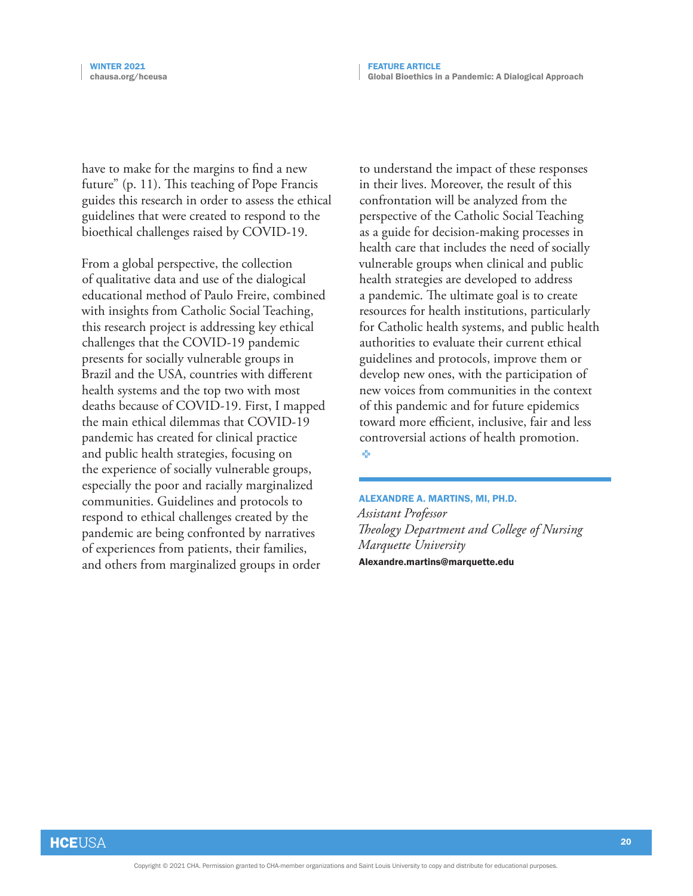have to make for the margins to find a new future" (p. 11). This teaching of Pope Francis guides this research in order to assess the ethical guidelines that were created to respond to the bioethical challenges raised by COVID-19.

From a global perspective, the collection of qualitative data and use of the dialogical educational method of Paulo Freire, combined with insights from Catholic Social Teaching, this research project is addressing key ethical challenges that the COVID-19 pandemic presents for socially vulnerable groups in Brazil and the USA, countries with different health systems and the top two with most deaths because of COVID-19. First, I mapped the main ethical dilemmas that COVID-19 pandemic has created for clinical practice and public health strategies, focusing on the experience of socially vulnerable groups, especially the poor and racially marginalized communities. Guidelines and protocols to respond to ethical challenges created by the pandemic are being confronted by narratives of experiences from patients, their families, and others from marginalized groups in order to understand the impact of these responses in their lives. Moreover, the result of this confrontation will be analyzed from the perspective of the Catholic Social Teaching as a guide for decision-making processes in health care that includes the need of socially vulnerable groups when clinical and public health strategies are developed to address a pandemic. The ultimate goal is to create resources for health institutions, particularly for Catholic health systems, and public health authorities to evaluate their current ethical guidelines and protocols, improve them or develop new ones, with the participation of new voices from communities in the context of this pandemic and for future epidemics toward more efficient, inclusive, fair and less controversial actions of health promotion.

**ALEXANDRE A. MARTINS, MI, PH.D.**
*Assistant Professor*
*Theology Department and College of Nursing*
*Marquette University*
**Alexandre.martins@marquette.edu**